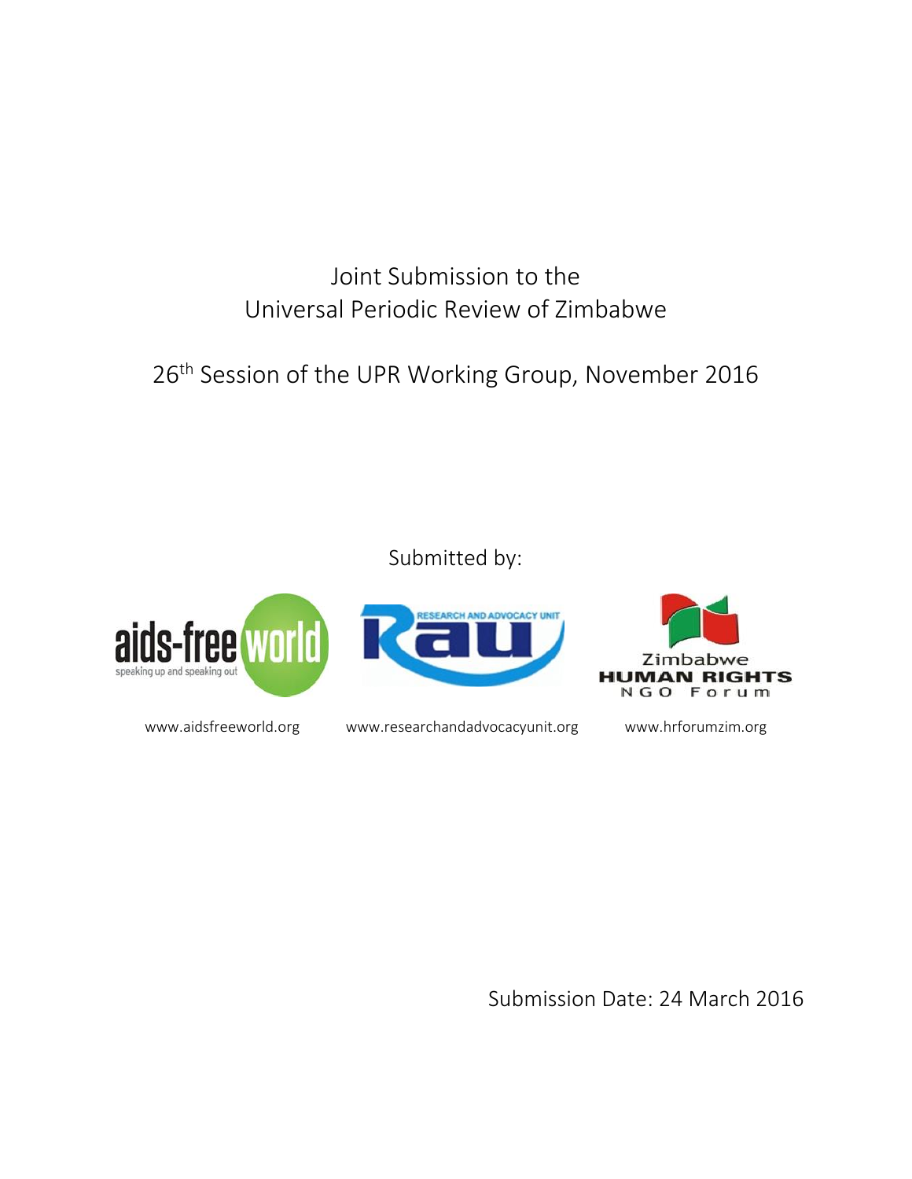# Joint Submission to the Universal Periodic Review of Zimbabwe

## 26th Session of the UPR Working Group, November 2016

Submitted by:

aids-free world — speaking up and speaking out

RESEARCH AND ADVOCACY UNIT — RAU

Zimbabwe HUMAN RIGHTS NGO Forum

www.aidsfreeworld.org www.researchandadvocacyunit.org www.hrforumzim.org

Submission Date: 24 March 2016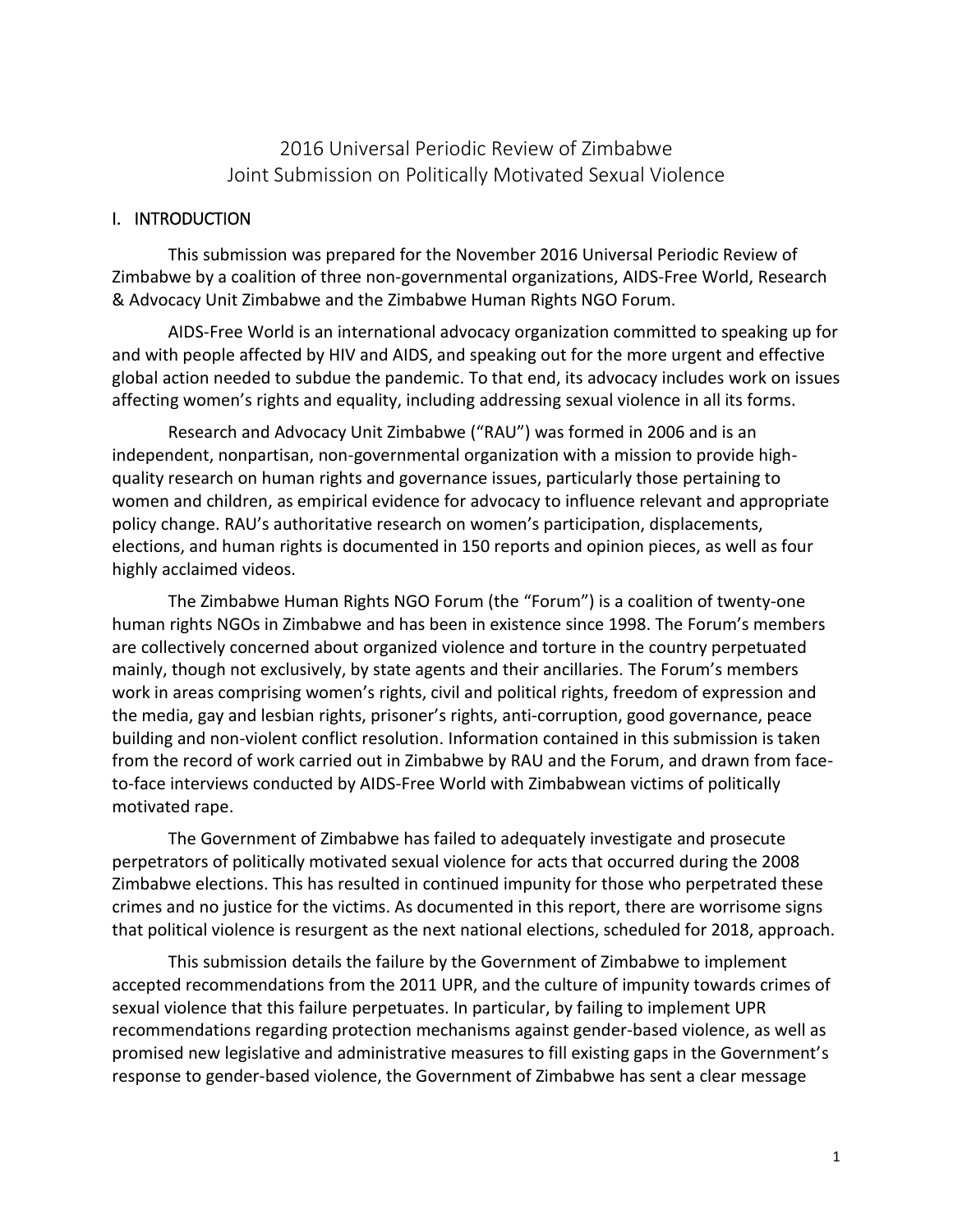# 2016 Universal Periodic Review of Zimbabwe
# Joint Submission on Politically Motivated Sexual Violence

## I. INTRODUCTION

This submission was prepared for the November 2016 Universal Periodic Review of Zimbabwe by a coalition of three non-governmental organizations, AIDS-Free World, Research & Advocacy Unit Zimbabwe and the Zimbabwe Human Rights NGO Forum.

AIDS-Free World is an international advocacy organization committed to speaking up for and with people affected by HIV and AIDS, and speaking out for the more urgent and effective global action needed to subdue the pandemic. To that end, its advocacy includes work on issues affecting women's rights and equality, including addressing sexual violence in all its forms.

Research and Advocacy Unit Zimbabwe ("RAU") was formed in 2006 and is an independent, nonpartisan, non-governmental organization with a mission to provide high-quality research on human rights and governance issues, particularly those pertaining to women and children, as empirical evidence for advocacy to influence relevant and appropriate policy change. RAU's authoritative research on women's participation, displacements, elections, and human rights is documented in 150 reports and opinion pieces, as well as four highly acclaimed videos.

The Zimbabwe Human Rights NGO Forum (the "Forum") is a coalition of twenty-one human rights NGOs in Zimbabwe and has been in existence since 1998. The Forum's members are collectively concerned about organized violence and torture in the country perpetuated mainly, though not exclusively, by state agents and their ancillaries. The Forum's members work in areas comprising women's rights, civil and political rights, freedom of expression and the media, gay and lesbian rights, prisoner's rights, anti-corruption, good governance, peace building and non-violent conflict resolution. Information contained in this submission is taken from the record of work carried out in Zimbabwe by RAU and the Forum, and drawn from face-to-face interviews conducted by AIDS-Free World with Zimbabwean victims of politically motivated rape.

The Government of Zimbabwe has failed to adequately investigate and prosecute perpetrators of politically motivated sexual violence for acts that occurred during the 2008 Zimbabwe elections. This has resulted in continued impunity for those who perpetrated these crimes and no justice for the victims. As documented in this report, there are worrisome signs that political violence is resurgent as the next national elections, scheduled for 2018, approach.

This submission details the failure by the Government of Zimbabwe to implement accepted recommendations from the 2011 UPR, and the culture of impunity towards crimes of sexual violence that this failure perpetuates. In particular, by failing to implement UPR recommendations regarding protection mechanisms against gender-based violence, as well as promised new legislative and administrative measures to fill existing gaps in the Government's response to gender-based violence, the Government of Zimbabwe has sent a clear message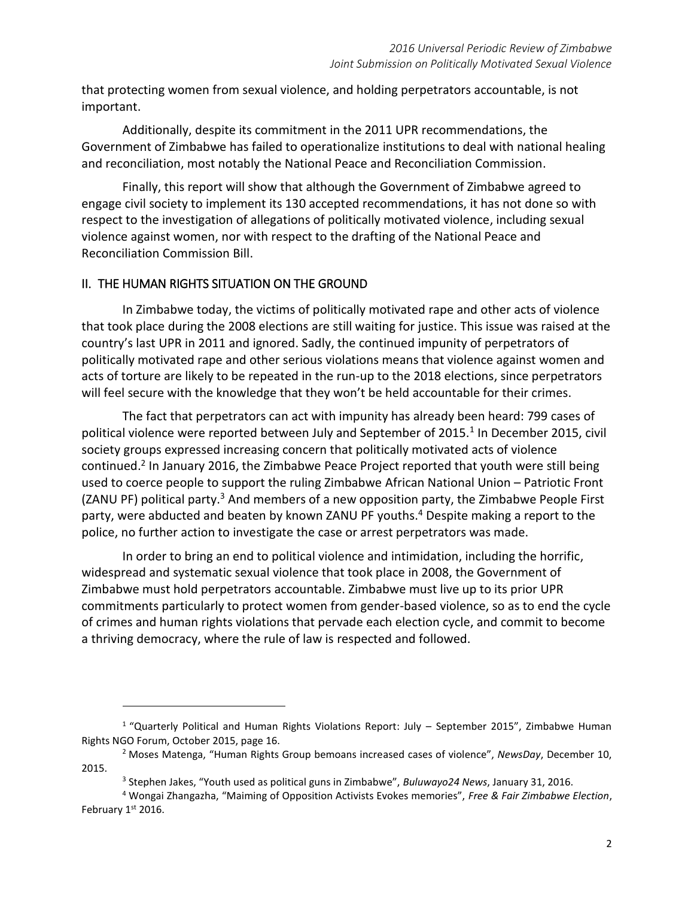that protecting women from sexual violence, and holding perpetrators accountable, is not important.

Additionally, despite its commitment in the 2011 UPR recommendations, the Government of Zimbabwe has failed to operationalize institutions to deal with national healing and reconciliation, most notably the National Peace and Reconciliation Commission.

Finally, this report will show that although the Government of Zimbabwe agreed to engage civil society to implement its 130 accepted recommendations, it has not done so with respect to the investigation of allegations of politically motivated violence, including sexual violence against women, nor with respect to the drafting of the National Peace and Reconciliation Commission Bill.

## II. THE HUMAN RIGHTS SITUATION ON THE GROUND

In Zimbabwe today, the victims of politically motivated rape and other acts of violence that took place during the 2008 elections are still waiting for justice. This issue was raised at the country's last UPR in 2011 and ignored. Sadly, the continued impunity of perpetrators of politically motivated rape and other serious violations means that violence against women and acts of torture are likely to be repeated in the run-up to the 2018 elections, since perpetrators will feel secure with the knowledge that they won't be held accountable for their crimes.

The fact that perpetrators can act with impunity has already been heard: 799 cases of political violence were reported between July and September of 2015.[1] In December 2015, civil society groups expressed increasing concern that politically motivated acts of violence continued.[2] In January 2016, the Zimbabwe Peace Project reported that youth were still being used to coerce people to support the ruling Zimbabwe African National Union – Patriotic Front (ZANU PF) political party.[3] And members of a new opposition party, the Zimbabwe People First party, were abducted and beaten by known ZANU PF youths.[4] Despite making a report to the police, no further action to investigate the case or arrest perpetrators was made.

In order to bring an end to political violence and intimidation, including the horrific, widespread and systematic sexual violence that took place in 2008, the Government of Zimbabwe must hold perpetrators accountable. Zimbabwe must live up to its prior UPR commitments particularly to protect women from gender-based violence, so as to end the cycle of crimes and human rights violations that pervade each election cycle, and commit to become a thriving democracy, where the rule of law is respected and followed.

---

[1] "Quarterly Political and Human Rights Violations Report: July – September 2015", Zimbabwe Human Rights NGO Forum, October 2015, page 16.

[2] Moses Matenga, "Human Rights Group bemoans increased cases of violence", *NewsDay*, December 10, 2015.

[3] Stephen Jakes, "Youth used as political guns in Zimbabwe", *Buluwayo24 News*, January 31, 2016.

[4] Wongai Zhangazha, "Maiming of Opposition Activists Evokes memories", *Free & Fair Zimbabwe Election*, February 1st 2016.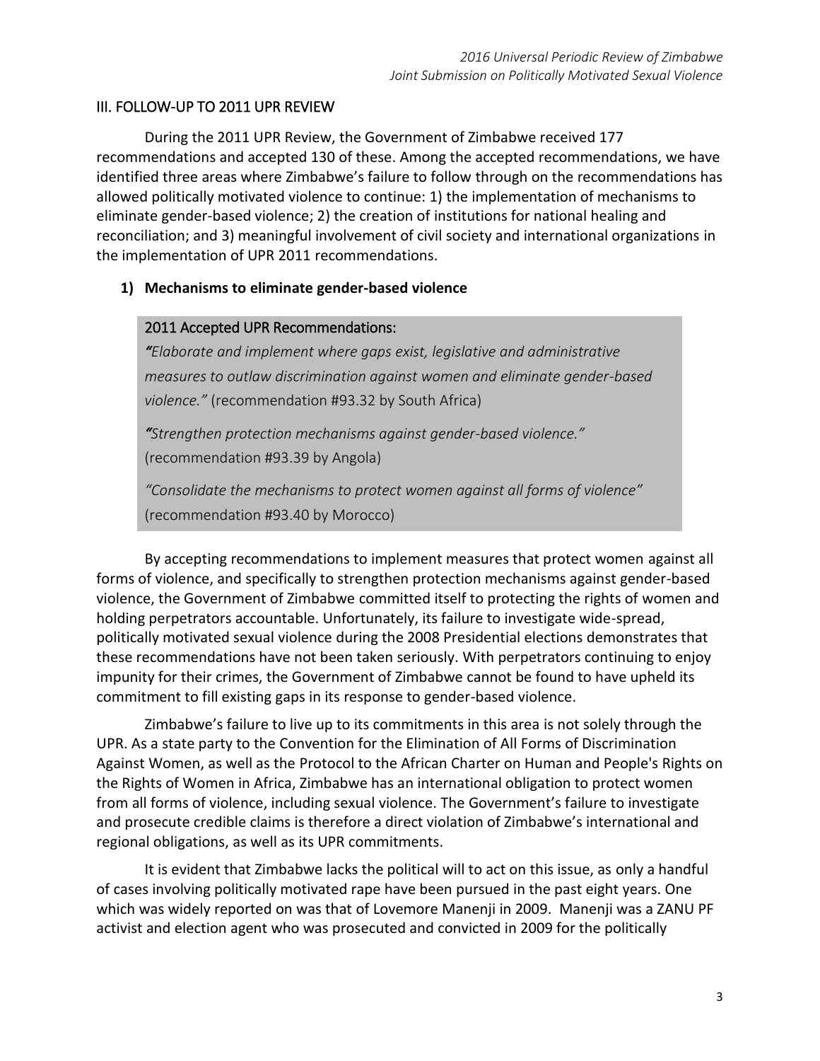## III. FOLLOW-UP TO 2011 UPR REVIEW

During the 2011 UPR Review, the Government of Zimbabwe received 177 recommendations and accepted 130 of these. Among the accepted recommendations, we have identified three areas where Zimbabwe's failure to follow through on the recommendations has allowed politically motivated violence to continue: 1) the implementation of mechanisms to eliminate gender-based violence; 2) the creation of institutions for national healing and reconciliation; and 3) meaningful involvement of civil society and international organizations in the implementation of UPR 2011 recommendations.

### 1) Mechanisms to eliminate gender-based violence

> 2011 Accepted UPR Recommendations:
>
> *"Elaborate and implement where gaps exist, legislative and administrative measures to outlaw discrimination against women and eliminate gender-based violence."* (recommendation #93.32 by South Africa)
>
> *"Strengthen protection mechanisms against gender-based violence."* (recommendation #93.39 by Angola)
>
> *"Consolidate the mechanisms to protect women against all forms of violence"* (recommendation #93.40 by Morocco)

By accepting recommendations to implement measures that protect women against all forms of violence, and specifically to strengthen protection mechanisms against gender-based violence, the Government of Zimbabwe committed itself to protecting the rights of women and holding perpetrators accountable. Unfortunately, its failure to investigate wide-spread, politically motivated sexual violence during the 2008 Presidential elections demonstrates that these recommendations have not been taken seriously. With perpetrators continuing to enjoy impunity for their crimes, the Government of Zimbabwe cannot be found to have upheld its commitment to fill existing gaps in its response to gender-based violence.

Zimbabwe's failure to live up to its commitments in this area is not solely through the UPR. As a state party to the Convention for the Elimination of All Forms of Discrimination Against Women, as well as the Protocol to the African Charter on Human and People's Rights on the Rights of Women in Africa, Zimbabwe has an international obligation to protect women from all forms of violence, including sexual violence. The Government's failure to investigate and prosecute credible claims is therefore a direct violation of Zimbabwe's international and regional obligations, as well as its UPR commitments.

It is evident that Zimbabwe lacks the political will to act on this issue, as only a handful of cases involving politically motivated rape have been pursued in the past eight years. One which was widely reported on was that of Lovemore Manenji in 2009. Manenji was a ZANU PF activist and election agent who was prosecuted and convicted in 2009 for the politically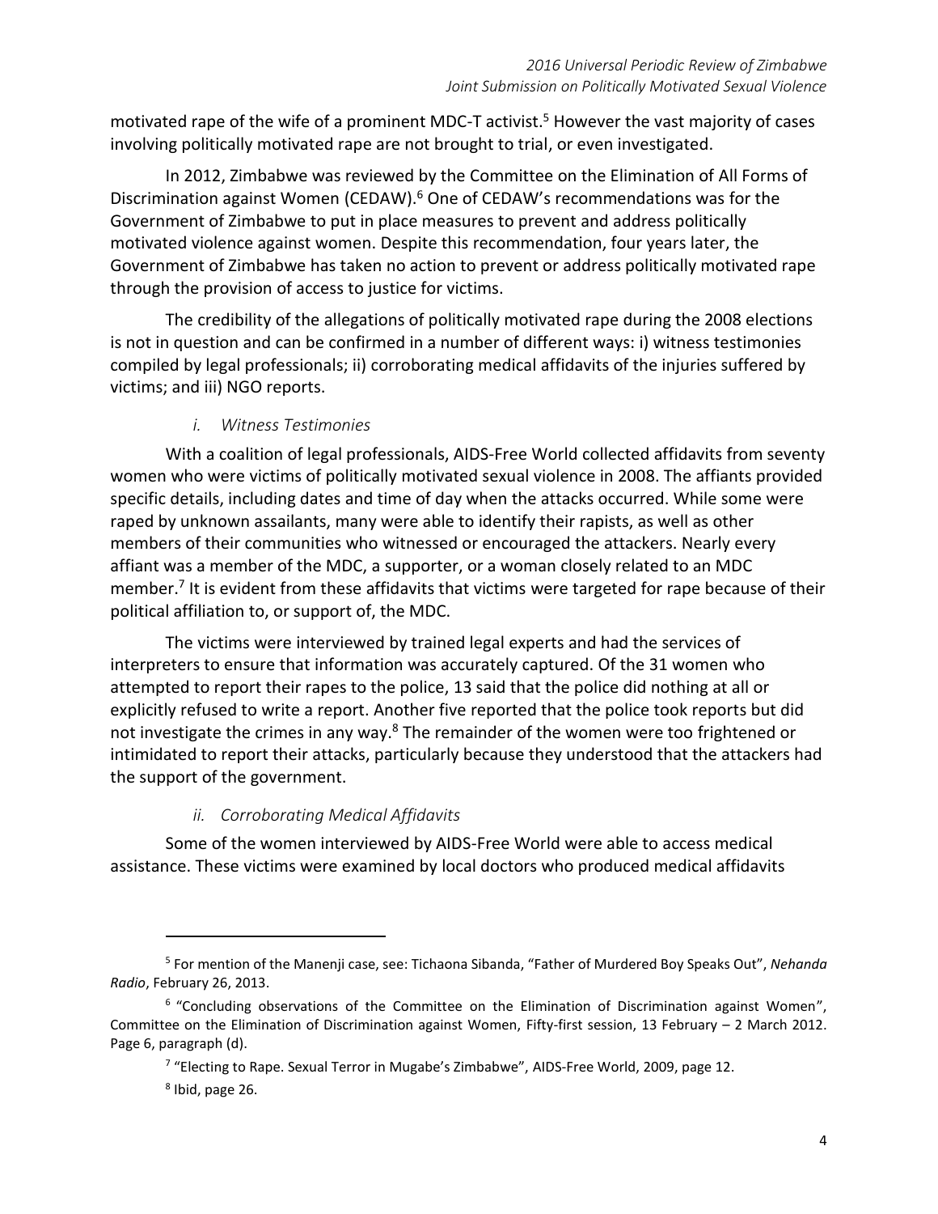motivated rape of the wife of a prominent MDC-T activist.[5] However the vast majority of cases involving politically motivated rape are not brought to trial, or even investigated.

In 2012, Zimbabwe was reviewed by the Committee on the Elimination of All Forms of Discrimination against Women (CEDAW).[6] One of CEDAW's recommendations was for the Government of Zimbabwe to put in place measures to prevent and address politically motivated violence against women. Despite this recommendation, four years later, the Government of Zimbabwe has taken no action to prevent or address politically motivated rape through the provision of access to justice for victims.

The credibility of the allegations of politically motivated rape during the 2008 elections is not in question and can be confirmed in a number of different ways: i) witness testimonies compiled by legal professionals; ii) corroborating medical affidavits of the injuries suffered by victims; and iii) NGO reports.

### *i. Witness Testimonies*

With a coalition of legal professionals, AIDS-Free World collected affidavits from seventy women who were victims of politically motivated sexual violence in 2008. The affiants provided specific details, including dates and time of day when the attacks occurred. While some were raped by unknown assailants, many were able to identify their rapists, as well as other members of their communities who witnessed or encouraged the attackers. Nearly every affiant was a member of the MDC, a supporter, or a woman closely related to an MDC member.[7] It is evident from these affidavits that victims were targeted for rape because of their political affiliation to, or support of, the MDC.

The victims were interviewed by trained legal experts and had the services of interpreters to ensure that information was accurately captured. Of the 31 women who attempted to report their rapes to the police, 13 said that the police did nothing at all or explicitly refused to write a report. Another five reported that the police took reports but did not investigate the crimes in any way.[8] The remainder of the women were too frightened or intimidated to report their attacks, particularly because they understood that the attackers had the support of the government.

### *ii. Corroborating Medical Affidavits*

Some of the women interviewed by AIDS-Free World were able to access medical assistance. These victims were examined by local doctors who produced medical affidavits

---

[5] For mention of the Manenji case, see: Tichaona Sibanda, "Father of Murdered Boy Speaks Out", *Nehanda Radio*, February 26, 2013.

[6] "Concluding observations of the Committee on the Elimination of Discrimination against Women", Committee on the Elimination of Discrimination against Women, Fifty-first session, 13 February – 2 March 2012. Page 6, paragraph (d).

[7] "Electing to Rape. Sexual Terror in Mugabe's Zimbabwe", AIDS-Free World, 2009, page 12.

[8] Ibid, page 26.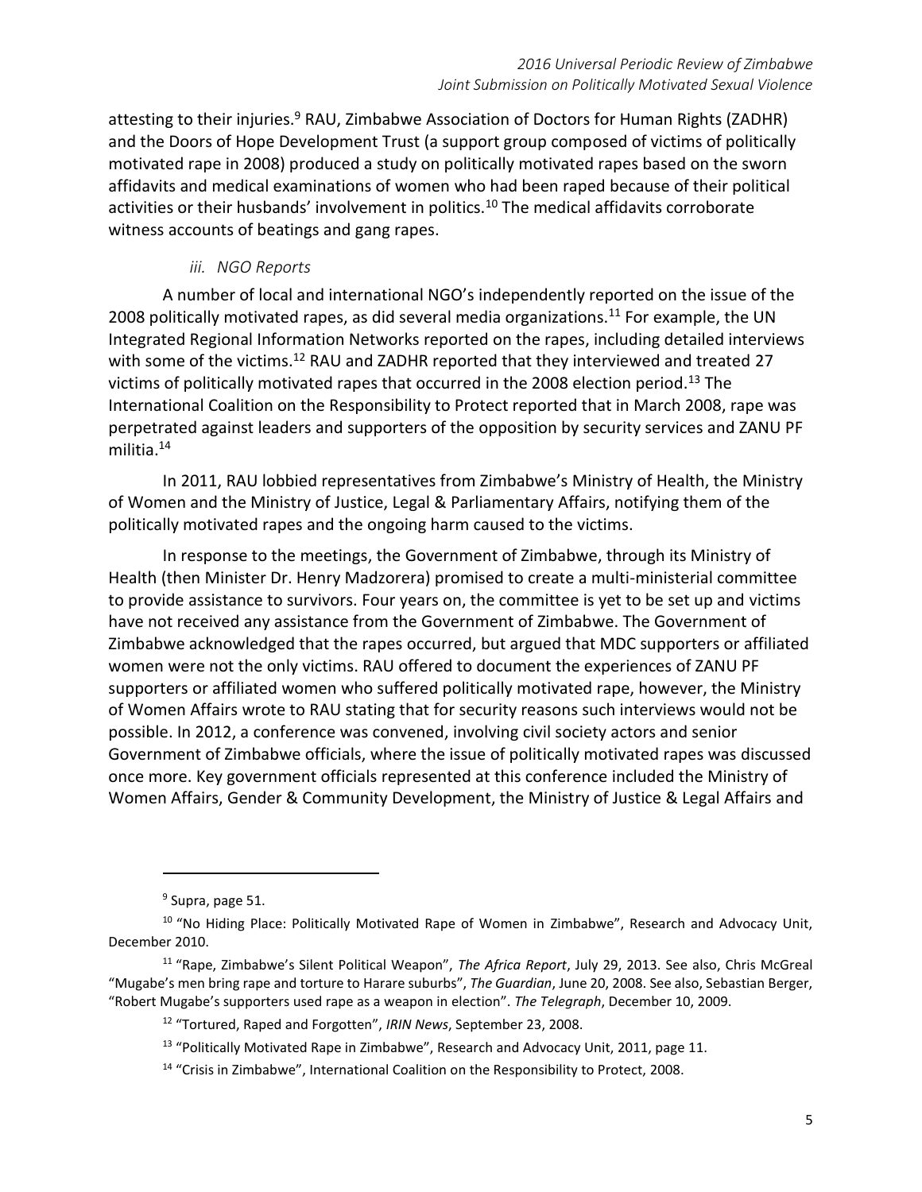attesting to their injuries.[9] RAU, Zimbabwe Association of Doctors for Human Rights (ZADHR) and the Doors of Hope Development Trust (a support group composed of victims of politically motivated rape in 2008) produced a study on politically motivated rapes based on the sworn affidavits and medical examinations of women who had been raped because of their political activities or their husbands' involvement in politics.[10] The medical affidavits corroborate witness accounts of beatings and gang rapes.

*iii. NGO Reports*

A number of local and international NGO's independently reported on the issue of the 2008 politically motivated rapes, as did several media organizations.[11] For example, the UN Integrated Regional Information Networks reported on the rapes, including detailed interviews with some of the victims.[12] RAU and ZADHR reported that they interviewed and treated 27 victims of politically motivated rapes that occurred in the 2008 election period.[13] The International Coalition on the Responsibility to Protect reported that in March 2008, rape was perpetrated against leaders and supporters of the opposition by security services and ZANU PF militia.[14]

In 2011, RAU lobbied representatives from Zimbabwe's Ministry of Health, the Ministry of Women and the Ministry of Justice, Legal & Parliamentary Affairs, notifying them of the politically motivated rapes and the ongoing harm caused to the victims.

In response to the meetings, the Government of Zimbabwe, through its Ministry of Health (then Minister Dr. Henry Madzorera) promised to create a multi-ministerial committee to provide assistance to survivors. Four years on, the committee is yet to be set up and victims have not received any assistance from the Government of Zimbabwe. The Government of Zimbabwe acknowledged that the rapes occurred, but argued that MDC supporters or affiliated women were not the only victims. RAU offered to document the experiences of ZANU PF supporters or affiliated women who suffered politically motivated rape, however, the Ministry of Women Affairs wrote to RAU stating that for security reasons such interviews would not be possible. In 2012, a conference was convened, involving civil society actors and senior Government of Zimbabwe officials, where the issue of politically motivated rapes was discussed once more. Key government officials represented at this conference included the Ministry of Women Affairs, Gender & Community Development, the Ministry of Justice & Legal Affairs and

---

[9] Supra, page 51.

[10] "No Hiding Place: Politically Motivated Rape of Women in Zimbabwe", Research and Advocacy Unit, December 2010.

[11] "Rape, Zimbabwe's Silent Political Weapon", *The Africa Report*, July 29, 2013. See also, Chris McGreal "Mugabe's men bring rape and torture to Harare suburbs", *The Guardian*, June 20, 2008. See also, Sebastian Berger, "Robert Mugabe's supporters used rape as a weapon in election". *The Telegraph*, December 10, 2009.

[12] "Tortured, Raped and Forgotten", *IRIN News*, September 23, 2008.

[13] "Politically Motivated Rape in Zimbabwe", Research and Advocacy Unit, 2011, page 11.

[14] "Crisis in Zimbabwe", International Coalition on the Responsibility to Protect, 2008.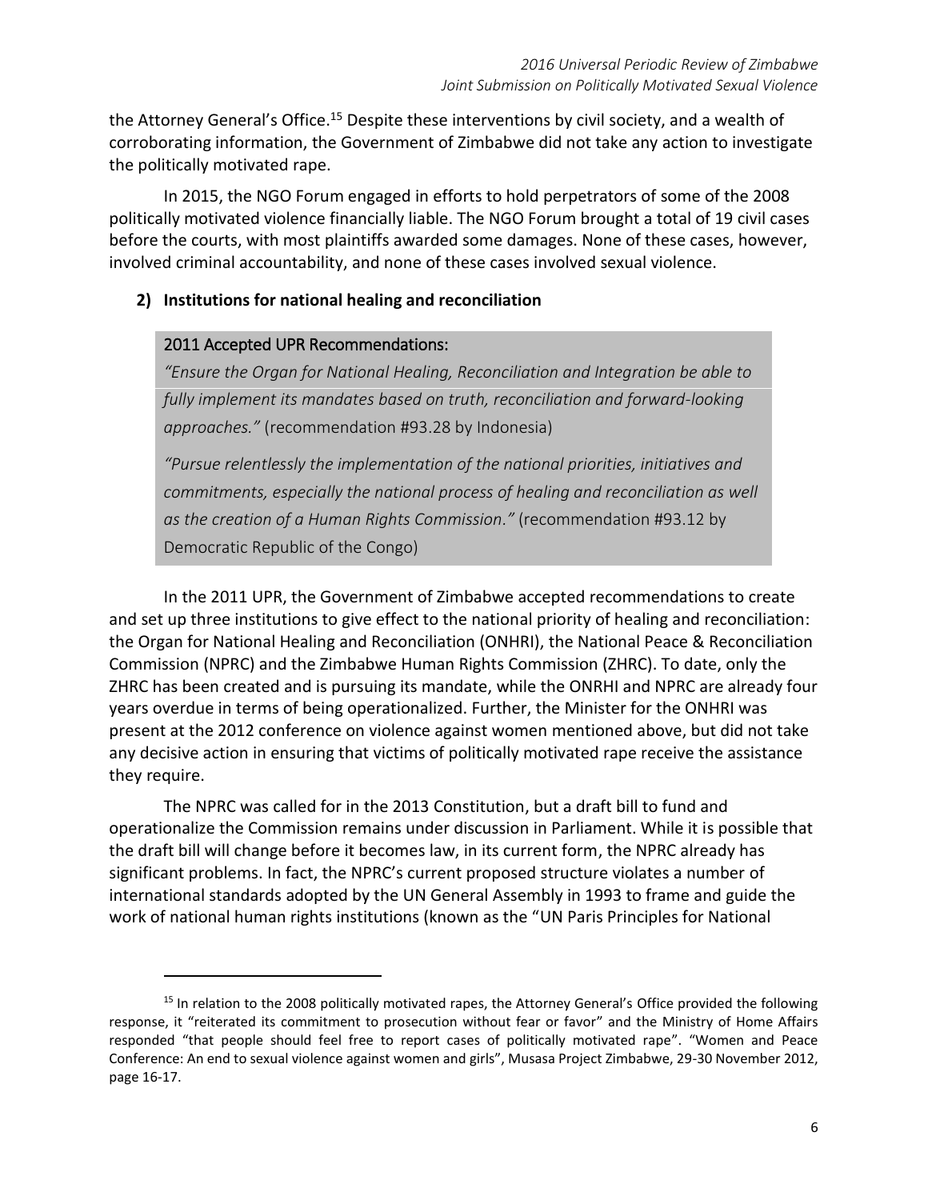the Attorney General's Office.[15] Despite these interventions by civil society, and a wealth of corroborating information, the Government of Zimbabwe did not take any action to investigate the politically motivated rape.

In 2015, the NGO Forum engaged in efforts to hold perpetrators of some of the 2008 politically motivated violence financially liable. The NGO Forum brought a total of 19 civil cases before the courts, with most plaintiffs awarded some damages. None of these cases, however, involved criminal accountability, and none of these cases involved sexual violence.

## 2) Institutions for national healing and reconciliation

> 2011 Accepted UPR Recommendations:
>
> *"Ensure the Organ for National Healing, Reconciliation and Integration be able to fully implement its mandates based on truth, reconciliation and forward-looking approaches."* (recommendation #93.28 by Indonesia)
>
> *"Pursue relentlessly the implementation of the national priorities, initiatives and commitments, especially the national process of healing and reconciliation as well as the creation of a Human Rights Commission."* (recommendation #93.12 by Democratic Republic of the Congo)

In the 2011 UPR, the Government of Zimbabwe accepted recommendations to create and set up three institutions to give effect to the national priority of healing and reconciliation: the Organ for National Healing and Reconciliation (ONHRI), the National Peace & Reconciliation Commission (NPRC) and the Zimbabwe Human Rights Commission (ZHRC). To date, only the ZHRC has been created and is pursuing its mandate, while the ONRHI and NPRC are already four years overdue in terms of being operationalized. Further, the Minister for the ONHRI was present at the 2012 conference on violence against women mentioned above, but did not take any decisive action in ensuring that victims of politically motivated rape receive the assistance they require.

The NPRC was called for in the 2013 Constitution, but a draft bill to fund and operationalize the Commission remains under discussion in Parliament. While it is possible that the draft bill will change before it becomes law, in its current form, the NPRC already has significant problems. In fact, the NPRC's current proposed structure violates a number of international standards adopted by the UN General Assembly in 1993 to frame and guide the work of national human rights institutions (known as the "UN Paris Principles for National

---

[15] In relation to the 2008 politically motivated rapes, the Attorney General's Office provided the following response, it "reiterated its commitment to prosecution without fear or favor" and the Ministry of Home Affairs responded "that people should feel free to report cases of politically motivated rape". "Women and Peace Conference: An end to sexual violence against women and girls", Musasa Project Zimbabwe, 29-30 November 2012, page 16-17.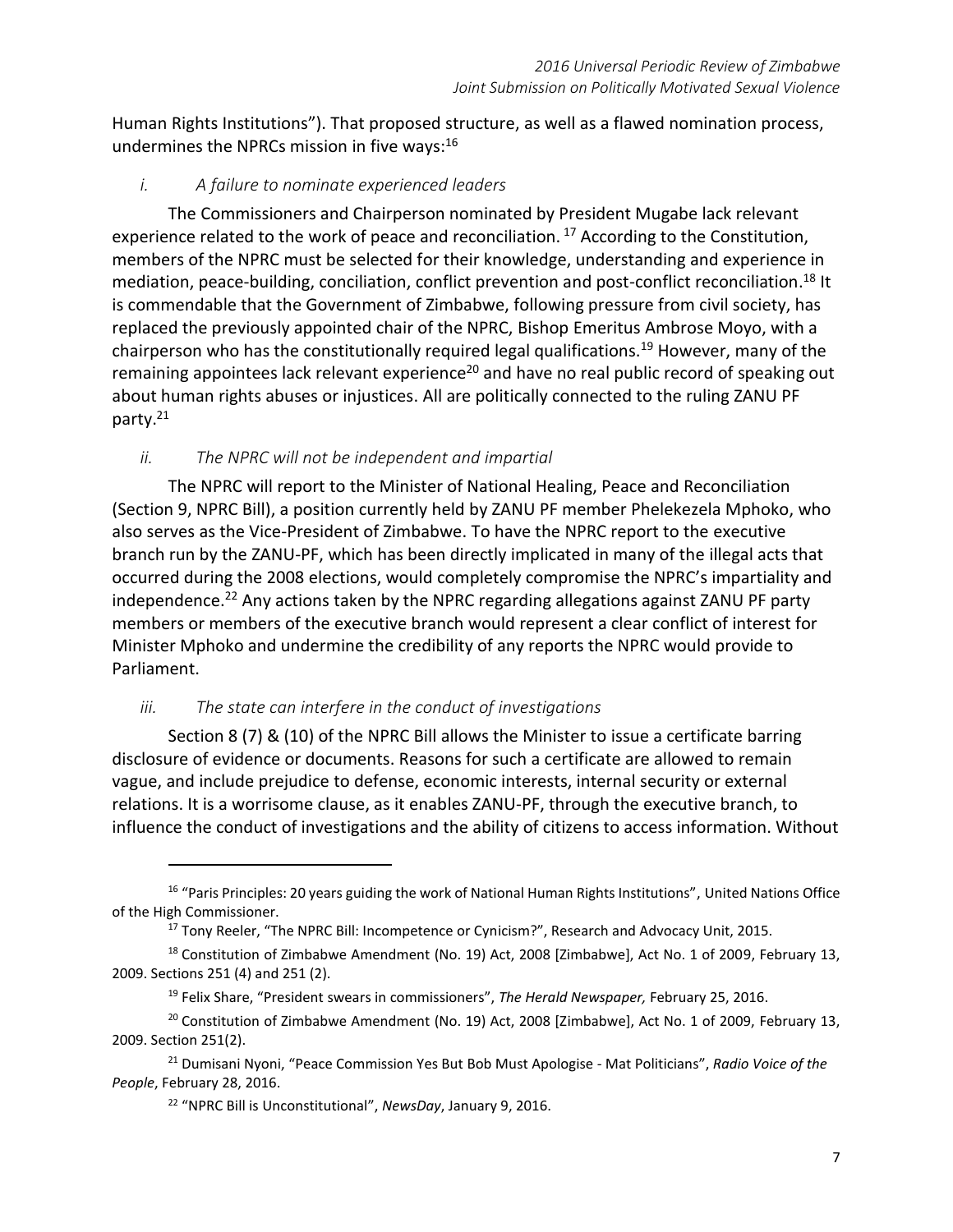Human Rights Institutions"). That proposed structure, as well as a flawed nomination process, undermines the NPRCs mission in five ways:[16]

*i. A failure to nominate experienced leaders*

The Commissioners and Chairperson nominated by President Mugabe lack relevant experience related to the work of peace and reconciliation.[17] According to the Constitution, members of the NPRC must be selected for their knowledge, understanding and experience in mediation, peace-building, conciliation, conflict prevention and post-conflict reconciliation.[18] It is commendable that the Government of Zimbabwe, following pressure from civil society, has replaced the previously appointed chair of the NPRC, Bishop Emeritus Ambrose Moyo, with a chairperson who has the constitutionally required legal qualifications.[19] However, many of the remaining appointees lack relevant experience[20] and have no real public record of speaking out about human rights abuses or injustices. All are politically connected to the ruling ZANU PF party.[21]

*ii. The NPRC will not be independent and impartial*

The NPRC will report to the Minister of National Healing, Peace and Reconciliation (Section 9, NPRC Bill), a position currently held by ZANU PF member Phelekezela Mphoko, who also serves as the Vice-President of Zimbabwe. To have the NPRC report to the executive branch run by the ZANU-PF, which has been directly implicated in many of the illegal acts that occurred during the 2008 elections, would completely compromise the NPRC's impartiality and independence.[22] Any actions taken by the NPRC regarding allegations against ZANU PF party members or members of the executive branch would represent a clear conflict of interest for Minister Mphoko and undermine the credibility of any reports the NPRC would provide to Parliament.

*iii. The state can interfere in the conduct of investigations*

Section 8 (7) & (10) of the NPRC Bill allows the Minister to issue a certificate barring disclosure of evidence or documents. Reasons for such a certificate are allowed to remain vague, and include prejudice to defense, economic interests, internal security or external relations. It is a worrisome clause, as it enables ZANU-PF, through the executive branch, to influence the conduct of investigations and the ability of citizens to access information. Without

---

[16] "Paris Principles: 20 years guiding the work of National Human Rights Institutions", United Nations Office of the High Commissioner.

[17] Tony Reeler, "The NPRC Bill: Incompetence or Cynicism?", Research and Advocacy Unit, 2015.

[18] Constitution of Zimbabwe Amendment (No. 19) Act, 2008 [Zimbabwe], Act No. 1 of 2009, February 13, 2009. Sections 251 (4) and 251 (2).

[19] Felix Share, "President swears in commissioners", *The Herald Newspaper,* February 25, 2016.

[20] Constitution of Zimbabwe Amendment (No. 19) Act, 2008 [Zimbabwe], Act No. 1 of 2009, February 13, 2009. Section 251(2).

[21] Dumisani Nyoni, "Peace Commission Yes But Bob Must Apologise - Mat Politicians", *Radio Voice of the People*, February 28, 2016.

[22] "NPRC Bill is Unconstitutional", *NewsDay*, January 9, 2016.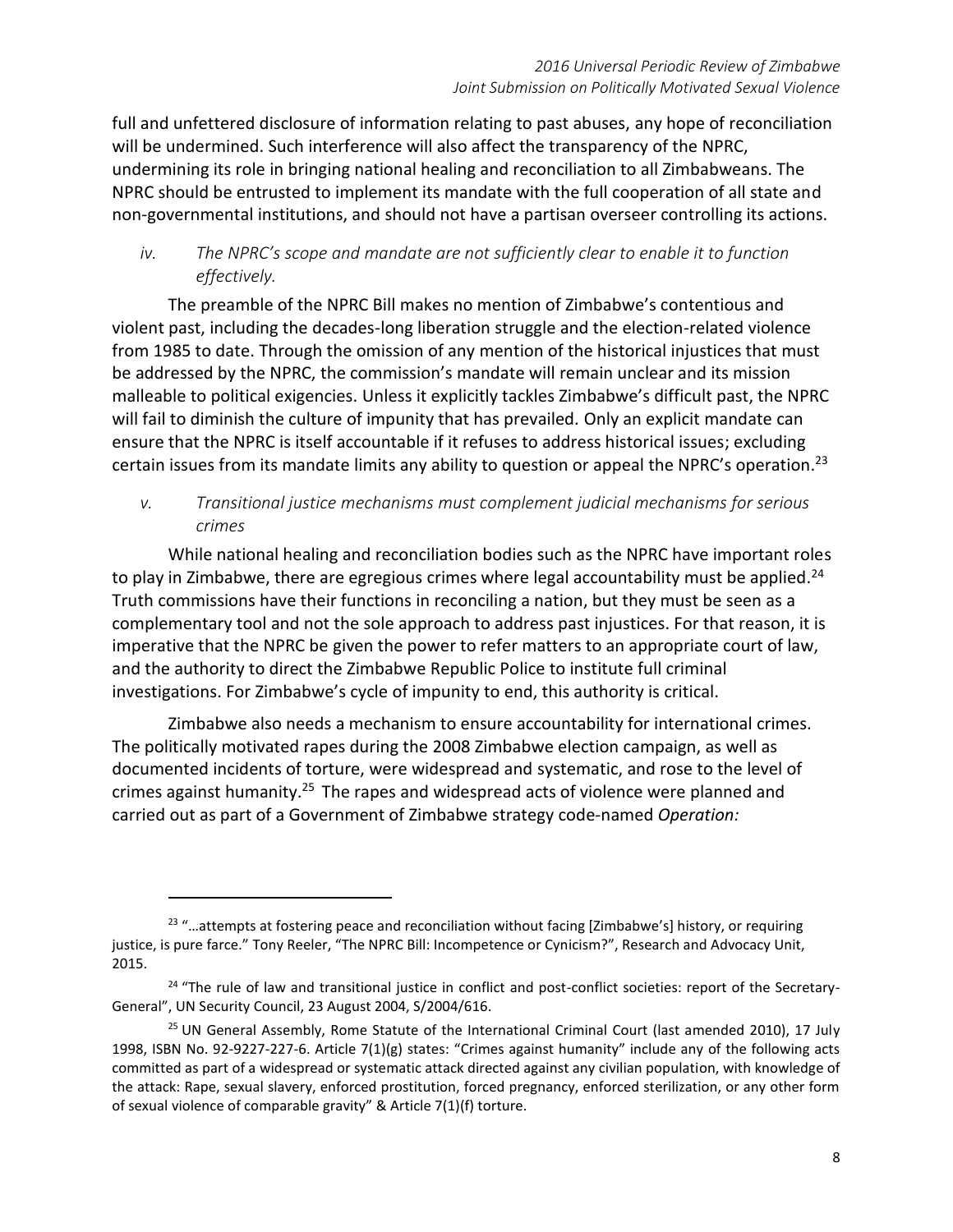full and unfettered disclosure of information relating to past abuses, any hope of reconciliation will be undermined. Such interference will also affect the transparency of the NPRC, undermining its role in bringing national healing and reconciliation to all Zimbabweans. The NPRC should be entrusted to implement its mandate with the full cooperation of all state and non-governmental institutions, and should not have a partisan overseer controlling its actions.

*iv. The NPRC's scope and mandate are not sufficiently clear to enable it to function effectively.*

The preamble of the NPRC Bill makes no mention of Zimbabwe's contentious and violent past, including the decades-long liberation struggle and the election-related violence from 1985 to date. Through the omission of any mention of the historical injustices that must be addressed by the NPRC, the commission's mandate will remain unclear and its mission malleable to political exigencies. Unless it explicitly tackles Zimbabwe's difficult past, the NPRC will fail to diminish the culture of impunity that has prevailed. Only an explicit mandate can ensure that the NPRC is itself accountable if it refuses to address historical issues; excluding certain issues from its mandate limits any ability to question or appeal the NPRC's operation.[23]

*v. Transitional justice mechanisms must complement judicial mechanisms for serious crimes*

While national healing and reconciliation bodies such as the NPRC have important roles to play in Zimbabwe, there are egregious crimes where legal accountability must be applied.[24] Truth commissions have their functions in reconciling a nation, but they must be seen as a complementary tool and not the sole approach to address past injustices. For that reason, it is imperative that the NPRC be given the power to refer matters to an appropriate court of law, and the authority to direct the Zimbabwe Republic Police to institute full criminal investigations. For Zimbabwe's cycle of impunity to end, this authority is critical.

Zimbabwe also needs a mechanism to ensure accountability for international crimes. The politically motivated rapes during the 2008 Zimbabwe election campaign, as well as documented incidents of torture, were widespread and systematic, and rose to the level of crimes against humanity.[25] The rapes and widespread acts of violence were planned and carried out as part of a Government of Zimbabwe strategy code-named *Operation:*

---

[23] "…attempts at fostering peace and reconciliation without facing [Zimbabwe's] history, or requiring justice, is pure farce." Tony Reeler, "The NPRC Bill: Incompetence or Cynicism?", Research and Advocacy Unit, 2015.

[24] "The rule of law and transitional justice in conflict and post-conflict societies: report of the Secretary-General", UN Security Council, 23 August 2004, S/2004/616.

[25] UN General Assembly, Rome Statute of the International Criminal Court (last amended 2010), 17 July 1998, ISBN No. 92-9227-227-6. Article 7(1)(g) states: "Crimes against humanity" include any of the following acts committed as part of a widespread or systematic attack directed against any civilian population, with knowledge of the attack: Rape, sexual slavery, enforced prostitution, forced pregnancy, enforced sterilization, or any other form of sexual violence of comparable gravity" & Article 7(1)(f) torture.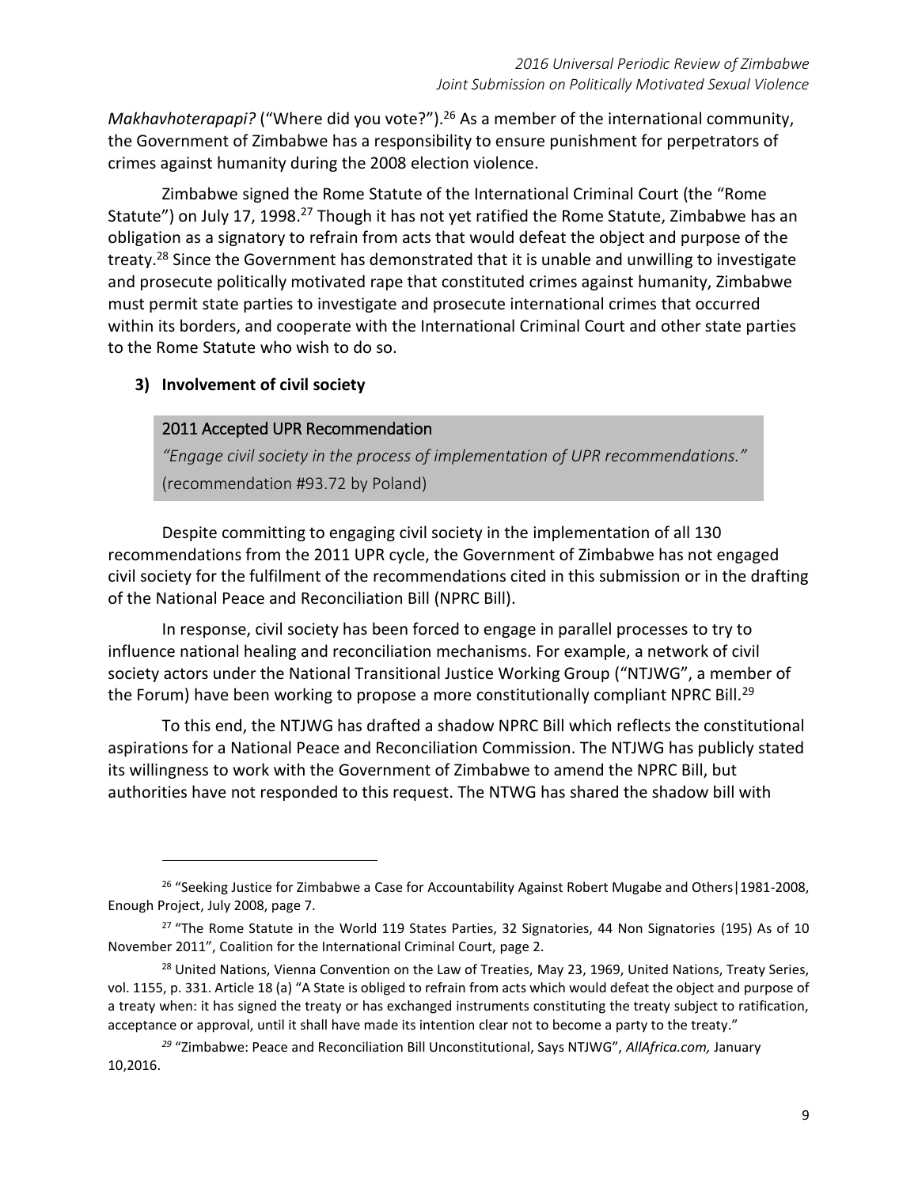*Makhavhoterapapi?* ("Where did you vote?").[26] As a member of the international community, the Government of Zimbabwe has a responsibility to ensure punishment for perpetrators of crimes against humanity during the 2008 election violence.

Zimbabwe signed the Rome Statute of the International Criminal Court (the "Rome Statute") on July 17, 1998.[27] Though it has not yet ratified the Rome Statute, Zimbabwe has an obligation as a signatory to refrain from acts that would defeat the object and purpose of the treaty.[28] Since the Government has demonstrated that it is unable and unwilling to investigate and prosecute politically motivated rape that constituted crimes against humanity, Zimbabwe must permit state parties to investigate and prosecute international crimes that occurred within its borders, and cooperate with the International Criminal Court and other state parties to the Rome Statute who wish to do so.

### 3) Involvement of civil society

> 2011 Accepted UPR Recommendation
>
> *"Engage civil society in the process of implementation of UPR recommendations."*
>
> (recommendation #93.72 by Poland)

Despite committing to engaging civil society in the implementation of all 130 recommendations from the 2011 UPR cycle, the Government of Zimbabwe has not engaged civil society for the fulfilment of the recommendations cited in this submission or in the drafting of the National Peace and Reconciliation Bill (NPRC Bill).

In response, civil society has been forced to engage in parallel processes to try to influence national healing and reconciliation mechanisms. For example, a network of civil society actors under the National Transitional Justice Working Group ("NTJWG", a member of the Forum) have been working to propose a more constitutionally compliant NPRC Bill.[29]

To this end, the NTJWG has drafted a shadow NPRC Bill which reflects the constitutional aspirations for a National Peace and Reconciliation Commission. The NTJWG has publicly stated its willingness to work with the Government of Zimbabwe to amend the NPRC Bill, but authorities have not responded to this request. The NTWG has shared the shadow bill with

---

[26] "Seeking Justice for Zimbabwe a Case for Accountability Against Robert Mugabe and Others|1981-2008, Enough Project, July 2008, page 7.

[27] "The Rome Statute in the World 119 States Parties, 32 Signatories, 44 Non Signatories (195) As of 10 November 2011", Coalition for the International Criminal Court, page 2.

[28] United Nations, Vienna Convention on the Law of Treaties, May 23, 1969, United Nations, Treaty Series, vol. 1155, p. 331. Article 18 (a) "A State is obliged to refrain from acts which would defeat the object and purpose of a treaty when: it has signed the treaty or has exchanged instruments constituting the treaty subject to ratification, acceptance or approval, until it shall have made its intention clear not to become a party to the treaty."

[29] "Zimbabwe: Peace and Reconciliation Bill Unconstitutional, Says NTJWG", *AllAfrica.com,* January 10,2016.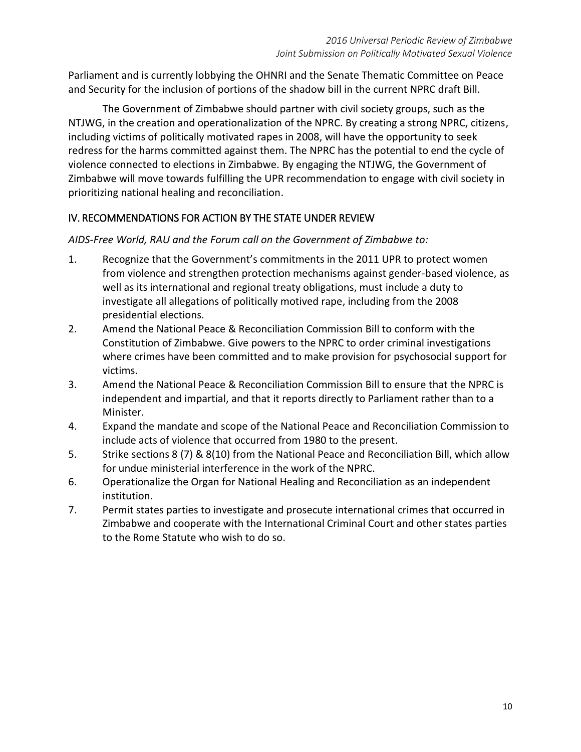Parliament and is currently lobbying the OHNRI and the Senate Thematic Committee on Peace and Security for the inclusion of portions of the shadow bill in the current NPRC draft Bill.

The Government of Zimbabwe should partner with civil society groups, such as the NTJWG, in the creation and operationalization of the NPRC. By creating a strong NPRC, citizens, including victims of politically motivated rapes in 2008, will have the opportunity to seek redress for the harms committed against them. The NPRC has the potential to end the cycle of violence connected to elections in Zimbabwe. By engaging the NTJWG, the Government of Zimbabwe will move towards fulfilling the UPR recommendation to engage with civil society in prioritizing national healing and reconciliation.

## IV. RECOMMENDATIONS FOR ACTION BY THE STATE UNDER REVIEW

*AIDS-Free World, RAU and the Forum call on the Government of Zimbabwe to:*

1. Recognize that the Government's commitments in the 2011 UPR to protect women from violence and strengthen protection mechanisms against gender-based violence, as well as its international and regional treaty obligations, must include a duty to investigate all allegations of politically motived rape, including from the 2008 presidential elections.
2. Amend the National Peace & Reconciliation Commission Bill to conform with the Constitution of Zimbabwe. Give powers to the NPRC to order criminal investigations where crimes have been committed and to make provision for psychosocial support for victims.
3. Amend the National Peace & Reconciliation Commission Bill to ensure that the NPRC is independent and impartial, and that it reports directly to Parliament rather than to a Minister.
4. Expand the mandate and scope of the National Peace and Reconciliation Commission to include acts of violence that occurred from 1980 to the present.
5. Strike sections 8 (7) & 8(10) from the National Peace and Reconciliation Bill, which allow for undue ministerial interference in the work of the NPRC.
6. Operationalize the Organ for National Healing and Reconciliation as an independent institution.
7. Permit states parties to investigate and prosecute international crimes that occurred in Zimbabwe and cooperate with the International Criminal Court and other states parties to the Rome Statute who wish to do so.